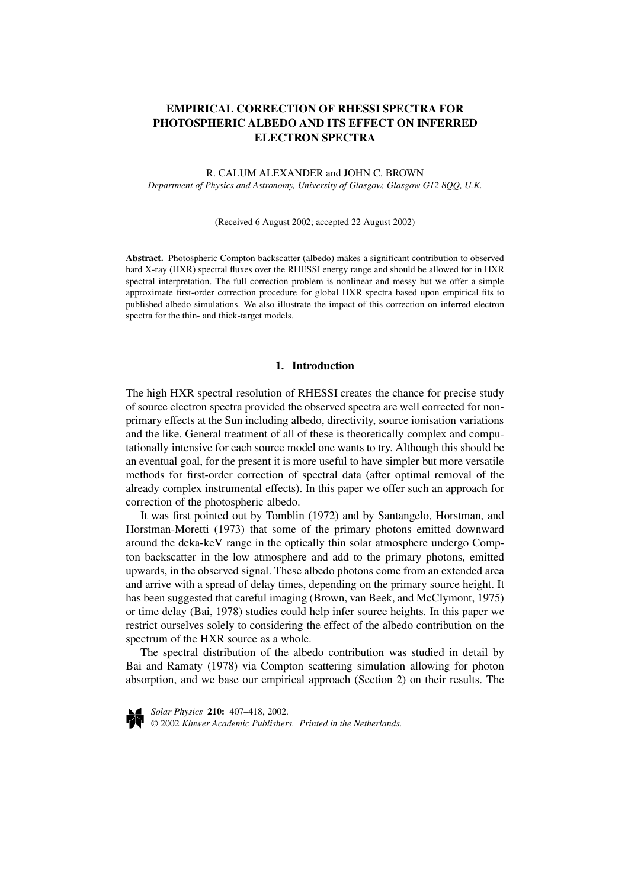# EMPIRICAL CORRECTION OF RHESSI SPECTRA FOR PHOTOSPHERIC ALBEDO AND ITS EFFECT ON INFERRED ELECTRON SPECTRA

R. CALUM ALEXANDER and JOHN C. BROWN

*Department of Physics and Astronomy, University of Glasgow, Glasgow G12 8QQ, U.K.*

(Received 6 August 2002; accepted 22 August 2002)

**Abstract.** Photospheric Compton backscatter (albedo) makes a significant contribution to observed hard X-ray (HXR) spectral fluxes over the RHESSI energy range and should be allowed for in HXR spectral interpretation. The full correction problem is nonlinear and messy but we offer a simple approximate first-order correction procedure for global HXR spectra based upon empirical fits to published albedo simulations. We also illustrate the impact of this correction on inferred electron spectra for the thin- and thick-target models.

## 1. Introduction

The high HXR spectral resolution of RHESSI creates the chance for precise study of source electron spectra provided the observed spectra are well corrected for non-primary effects at the Sun including albedo, directivity, source ionisation variations and the like. General treatment of all of these is theoretically complex and computationally intensive for each source model one wants to try. Although this should be an eventual goal, for the present it is more useful to have simpler but more versatile methods for first-order correction of spectral data (after optimal removal of the already complex instrumental effects). In this paper we offer such an approach for correction of the photospheric albedo.

It was first pointed out by Tomblin (1972) and by Santangelo, Horstman, and Horstman-Moretti (1973) that some of the primary photons emitted downward around the deka-keV range in the optically thin solar atmosphere undergo Compton backscatter in the low atmosphere and add to the primary photons, emitted upwards, in the observed signal. These albedo photons come from an extended area and arrive with a spread of delay times, depending on the primary source height. It has been suggested that careful imaging (Brown, van Beek, and McClymont, 1975) or time delay (Bai, 1978) studies could help infer source heights. In this paper we restrict ourselves solely to considering the effect of the albedo contribution on the spectrum of the HXR source as a whole.

The spectral distribution of the albedo contribution was studied in detail by Bai and Ramaty (1978) via Compton scattering simulation allowing for photon absorption, and we base our empirical approach (Section 2) on their results. The

*Solar Physics* **210:** 407–418, 2002.
© 2002 *Kluwer Academic Publishers. Printed in the Netherlands.*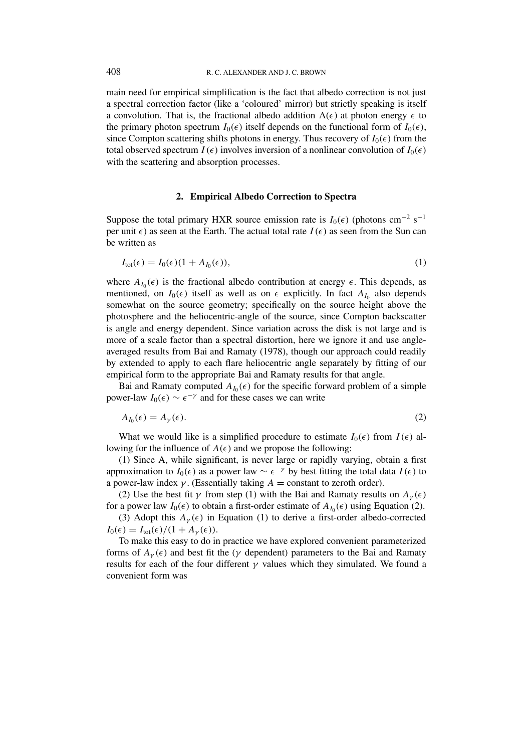main need for empirical simplification is the fact that albedo correction is not just a spectral correction factor (like a 'coloured' mirror) but strictly speaking is itself a convolution. That is, the fractional albedo addition $A(\epsilon)$ at photon energy $\epsilon$ to the primary photon spectrum $I_0(\epsilon)$ itself depends on the functional form of $I_0(\epsilon)$, since Compton scattering shifts photons in energy. Thus recovery of $I_0(\epsilon)$ from the total observed spectrum $I(\epsilon)$ involves inversion of a nonlinear convolution of $I_0(\epsilon)$ with the scattering and absorption processes.

## 2. Empirical Albedo Correction to Spectra

Suppose the total primary HXR source emission rate is $I_0(\epsilon)$ (photons cm$^{-2}$ s$^{-1}$ per unit $\epsilon$) as seen at the Earth. The actual total rate $I(\epsilon)$ as seen from the Sun can be written as

$$I_{\text{tot}}(\epsilon) = I_0(\epsilon)(1 + A_{I_0}(\epsilon)), \tag{1}$$

where $A_{I_0}(\epsilon)$ is the fractional albedo contribution at energy $\epsilon$. This depends, as mentioned, on $I_0(\epsilon)$ itself as well as on $\epsilon$ explicitly. In fact $A_{I_0}$ also depends somewhat on the source geometry; specifically on the source height above the photosphere and the heliocentric-angle of the source, since Compton backscatter is angle and energy dependent. Since variation across the disk is not large and is more of a scale factor than a spectral distortion, here we ignore it and use angle-averaged results from Bai and Ramaty (1978), though our approach could readily by extended to apply to each flare heliocentric angle separately by fitting of our empirical form to the appropriate Bai and Ramaty results for that angle.

Bai and Ramaty computed $A_{I_0}(\epsilon)$ for the specific forward problem of a simple power-law $I_0(\epsilon) \sim \epsilon^{-\gamma}$ and for these cases we can write

$$A_{I_0}(\epsilon) = A_\gamma(\epsilon). \tag{2}$$

What we would like is a simplified procedure to estimate $I_0(\epsilon)$ from $I(\epsilon)$ allowing for the influence of $A(\epsilon)$ and we propose the following:

(1) Since A, while significant, is never large or rapidly varying, obtain a first approximation to $I_0(\epsilon)$ as a power law $\sim \epsilon^{-\gamma}$ by best fitting the total data $I(\epsilon)$ to a power-law index $\gamma$. (Essentially taking $A =$ constant to zeroth order).

(2) Use the best fit $\gamma$ from step (1) with the Bai and Ramaty results on $A_\gamma(\epsilon)$ for a power law $I_0(\epsilon)$ to obtain a first-order estimate of $A_{I_0}(\epsilon)$ using Equation (2).

(3) Adopt this $A_\gamma(\epsilon)$ in Equation (1) to derive a first-order albedo-corrected $I_0(\epsilon) = I_{\text{tot}}(\epsilon)/(1 + A_\gamma(\epsilon))$.

To make this easy to do in practice we have explored convenient parameterized forms of $A_\gamma(\epsilon)$ and best fit the ($\gamma$ dependent) parameters to the Bai and Ramaty results for each of the four different $\gamma$ values which they simulated. We found a convenient form was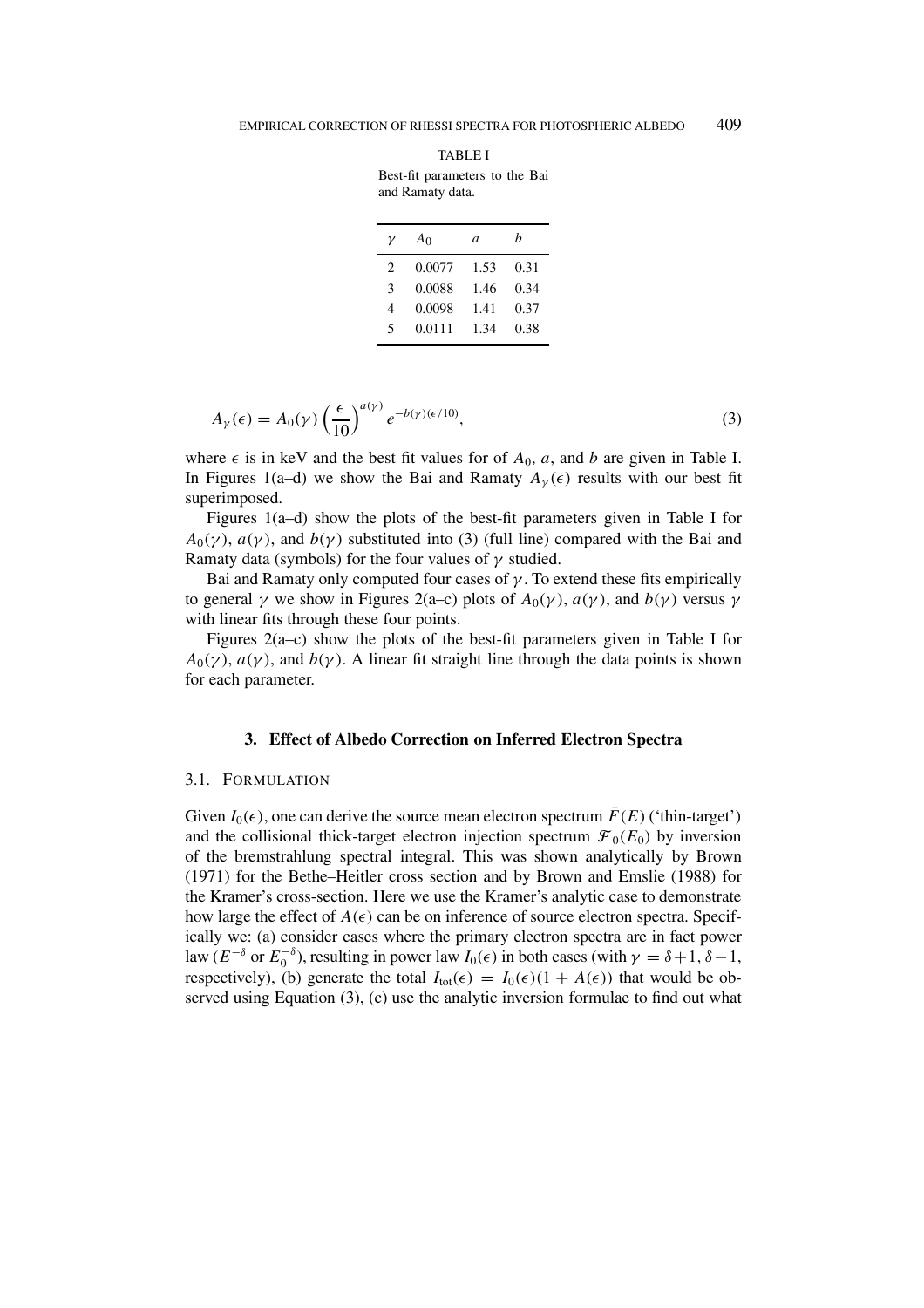TABLE I
Best-fit parameters to the Bai and Ramaty data.

| $\gamma$ | $A_0$ | $a$ | $b$ |
|---|---|---|---|
| 2 | 0.0077 | 1.53 | 0.31 |
| 3 | 0.0088 | 1.46 | 0.34 |
| 4 | 0.0098 | 1.41 | 0.37 |
| 5 | 0.0111 | 1.34 | 0.38 |

$$A_\gamma(\epsilon) = A_0(\gamma)\left(\frac{\epsilon}{10}\right)^{a(\gamma)} e^{-b(\gamma)(\epsilon/10)}, \tag{3}$$

where $\epsilon$ is in keV and the best fit values for of $A_0$, $a$, and $b$ are given in Table I. In Figures 1(a–d) we show the Bai and Ramaty $A_\gamma(\epsilon)$ results with our best fit superimposed.

Figures 1(a–d) show the plots of the best-fit parameters given in Table I for $A_0(\gamma)$, $a(\gamma)$, and $b(\gamma)$ substituted into (3) (full line) compared with the Bai and Ramaty data (symbols) for the four values of $\gamma$ studied.

Bai and Ramaty only computed four cases of $\gamma$. To extend these fits empirically to general $\gamma$ we show in Figures 2(a–c) plots of $A_0(\gamma)$, $a(\gamma)$, and $b(\gamma)$ versus $\gamma$ with linear fits through these four points.

Figures 2(a–c) show the plots of the best-fit parameters given in Table I for $A_0(\gamma)$, $a(\gamma)$, and $b(\gamma)$. A linear fit straight line through the data points is shown for each parameter.

## 3. Effect of Albedo Correction on Inferred Electron Spectra

### 3.1. Formulation

Given $I_0(\epsilon)$, one can derive the source mean electron spectrum $\bar{F}(E)$ ('thin-target') and the collisional thick-target electron injection spectrum $\mathcal{F}_0(E_0)$ by inversion of the bremstrahlung spectral integral. This was shown analytically by Brown (1971) for the Bethe–Heitler cross section and by Brown and Emslie (1988) for the Kramer's cross-section. Here we use the Kramer's analytic case to demonstrate how large the effect of $A(\epsilon)$ can be on inference of source electron spectra. Specifically we: (a) consider cases where the primary electron spectra are in fact power law ($E^{-\delta}$ or $E_0^{-\delta}$), resulting in power law $I_0(\epsilon)$ in both cases (with $\gamma = \delta+1, \delta-1$, respectively), (b) generate the total $I_{\rm tot}(\epsilon) = I_0(\epsilon)(1 + A(\epsilon))$ that would be observed using Equation (3), (c) use the analytic inversion formulae to find out what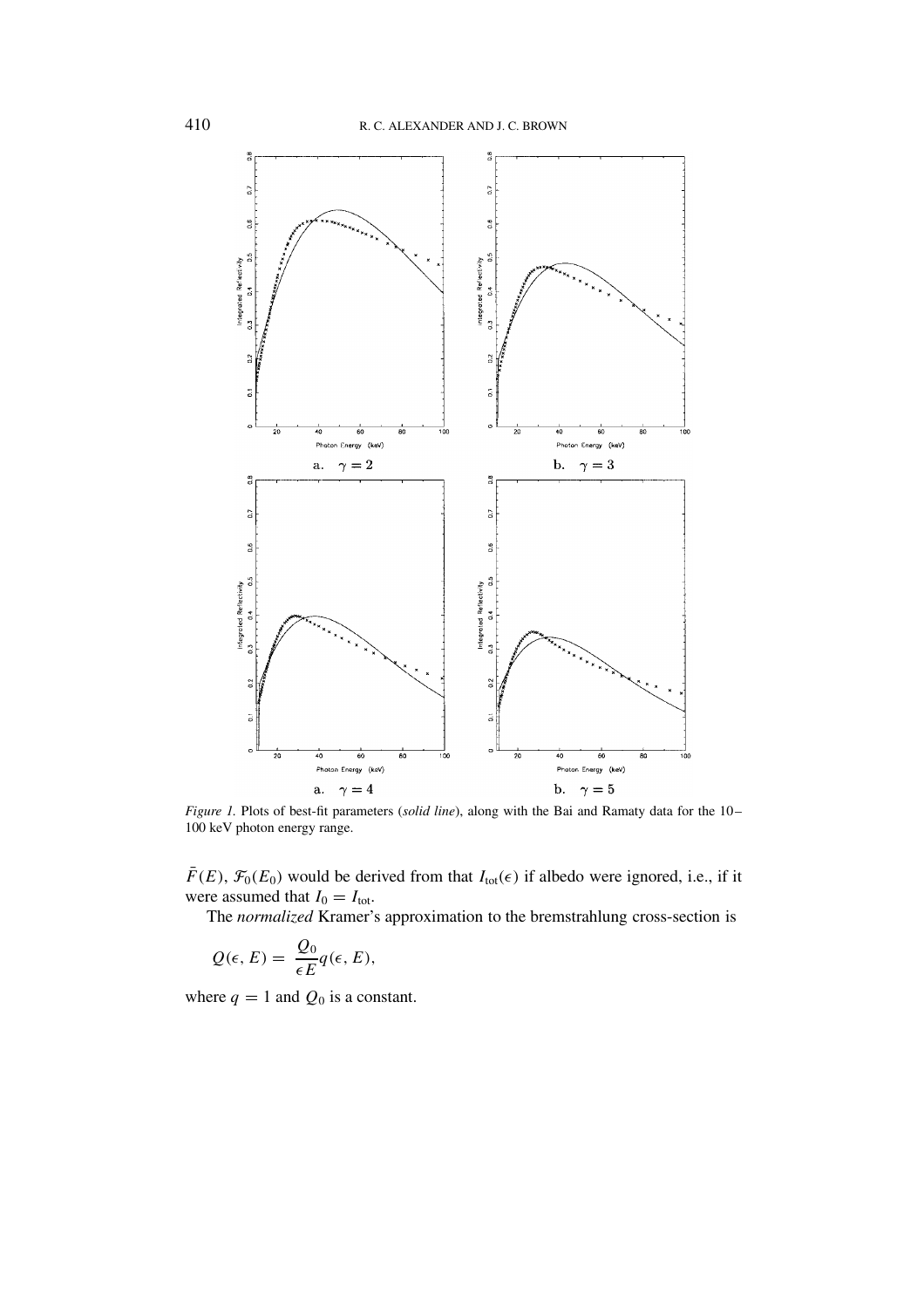*Figure 1.* Plots of best-fit parameters (*solid line*), along with the Bai and Ramaty data for the 10–100 keV photon energy range.

$\bar{F}(E)$, $\mathcal{F}_0(E_0)$ would be derived from that $I_{\rm tot}(\epsilon)$ if albedo were ignored, i.e., if it were assumed that $I_0 = I_{\rm tot}$.

The *normalized* Kramer's approximation to the bremstrahlung cross-section is

$$Q(\epsilon, E) = \frac{Q_0}{\epsilon E} q(\epsilon, E),$$

where $q = 1$ and $Q_0$ is a constant.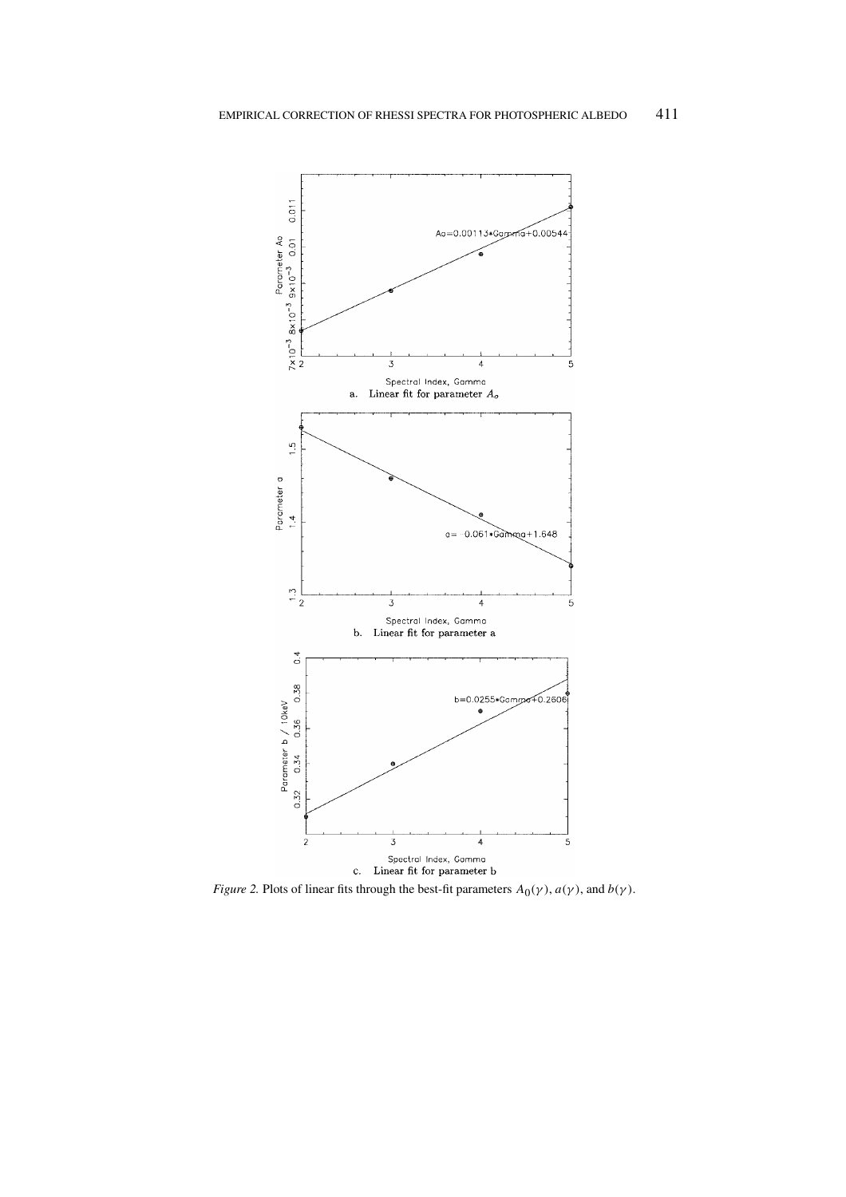a. Linear fit for parameter $A_o$

b. Linear fit for parameter a

c. Linear fit for parameter b

*Figure 2.* Plots of linear fits through the best-fit parameters $A_0(\gamma)$, $a(\gamma)$, and $b(\gamma)$.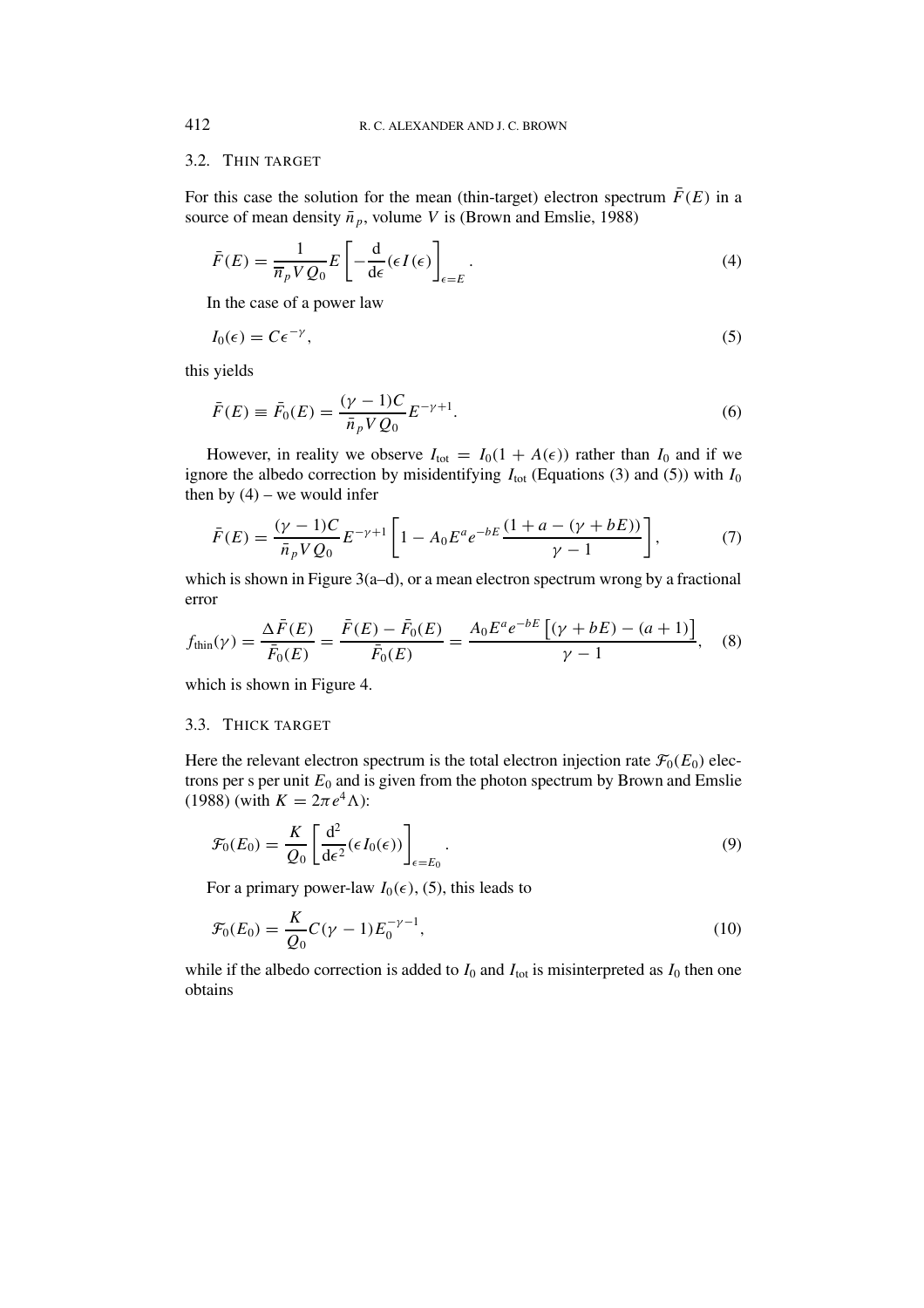### 3.2. Thin Target

For this case the solution for the mean (thin-target) electron spectrum $\bar{F}(E)$ in a source of mean density $\bar{n}_p$, volume $V$ is (Brown and Emslie, 1988)

$$\bar{F}(E) = \frac{1}{\overline{n}_p V Q_0} E \left[ -\frac{\mathrm{d}}{\mathrm{d}\epsilon}(\epsilon I(\epsilon)) \right]_{\epsilon=E}. \tag{4}$$

In the case of a power law

$$I_0(\epsilon) = C\epsilon^{-\gamma}, \tag{5}$$

this yields

$$\bar{F}(E) \equiv \bar{F}_0(E) = \frac{(\gamma - 1)C}{\bar{n}_p V Q_0} E^{-\gamma+1}. \tag{6}$$

However, in reality we observe $I_{\text{tot}} = I_0(1 + A(\epsilon))$ rather than $I_0$ and if we ignore the albedo correction by misidentifying $I_{\text{tot}}$ (Equations (3) and (5)) with $I_0$ then by (4) – we would infer

$$\bar{F}(E) = \frac{(\gamma - 1)C}{\bar{n}_p V Q_0} E^{-\gamma+1} \left[ 1 - A_0 E^a e^{-bE} \frac{(1 + a - (\gamma + bE))}{\gamma - 1} \right], \tag{7}$$

which is shown in Figure 3(a–d), or a mean electron spectrum wrong by a fractional error

$$f_{\text{thin}}(\gamma) = \frac{\Delta \bar{F}(E)}{\bar{F}_0(E)} = \frac{\bar{F}(E) - \bar{F}_0(E)}{\bar{F}_0(E)} = \frac{A_0 E^a e^{-bE} \left[ (\gamma + bE) - (a + 1) \right]}{\gamma - 1}, \tag{8}$$

which is shown in Figure 4.

### 3.3. Thick Target

Here the relevant electron spectrum is the total electron injection rate $\mathcal{F}_0(E_0)$ electrons per s per unit $E_0$ and is given from the photon spectrum by Brown and Emslie (1988) (with $K = 2\pi e^4 \Lambda$):

$$\mathcal{F}_0(E_0) = \frac{K}{Q_0} \left[ \frac{\mathrm{d}^2}{\mathrm{d}\epsilon^2}(\epsilon I_0(\epsilon)) \right]_{\epsilon=E_0}. \tag{9}$$

For a primary power-law $I_0(\epsilon)$, (5), this leads to

$$\mathcal{F}_0(E_0) = \frac{K}{Q_0} C(\gamma - 1) E_0^{-\gamma-1}, \tag{10}$$

while if the albedo correction is added to $I_0$ and $I_{\text{tot}}$ is misinterpreted as $I_0$ then one obtains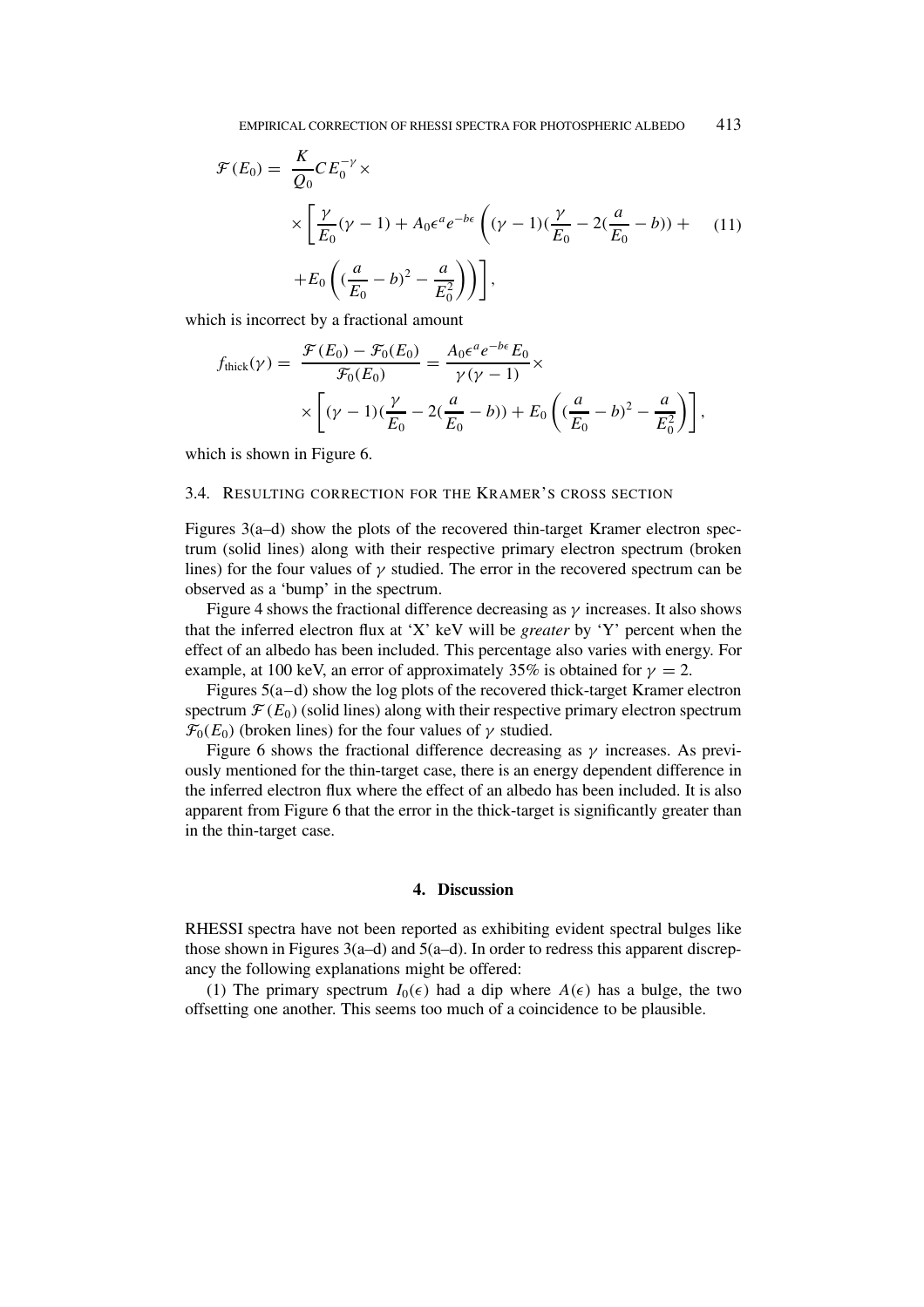$$
\begin{aligned}
\mathcal{F}(E_0) = \; & \frac{K}{Q_0} C E_0^{-\gamma} \times \\
& \times \left[ \frac{\gamma}{E_0}(\gamma - 1) + A_0 \epsilon^a e^{-b\epsilon} \left( (\gamma - 1)(\frac{\gamma}{E_0} - 2(\frac{a}{E_0} - b)) + \right. \right. \\
& \left. \left. + E_0 \left( (\frac{a}{E_0} - b)^2 - \frac{a}{E_0^2} \right) \right) \right],
\end{aligned}
\tag{11}
$$

which is incorrect by a fractional amount

$$
\begin{aligned}
f_{\text{thick}}(\gamma) = \; & \frac{\mathcal{F}(E_0) - \mathcal{F}_0(E_0)}{\mathcal{F}_0(E_0)} = \frac{A_0 \epsilon^a e^{-b\epsilon} E_0}{\gamma(\gamma - 1)} \times \\
& \times \left[ (\gamma - 1)(\frac{\gamma}{E_0} - 2(\frac{a}{E_0} - b)) + E_0 \left( (\frac{a}{E_0} - b)^2 - \frac{a}{E_0^2} \right) \right],
\end{aligned}
$$

which is shown in Figure 6.

### 3.4. Resulting correction for the Kramer's cross section

Figures 3(a–d) show the plots of the recovered thin-target Kramer electron spectrum (solid lines) along with their respective primary electron spectrum (broken lines) for the four values of $\gamma$ studied. The error in the recovered spectrum can be observed as a 'bump' in the spectrum.

Figure 4 shows the fractional difference decreasing as $\gamma$ increases. It also shows that the inferred electron flux at 'X' keV will be *greater* by 'Y' percent when the effect of an albedo has been included. This percentage also varies with energy. For example, at 100 keV, an error of approximately 35% is obtained for $\gamma = 2$.

Figures 5(a–d) show the log plots of the recovered thick-target Kramer electron spectrum $\mathcal{F}(E_0)$ (solid lines) along with their respective primary electron spectrum $\mathcal{F}_0(E_0)$ (broken lines) for the four values of $\gamma$ studied.

Figure 6 shows the fractional difference decreasing as $\gamma$ increases. As previously mentioned for the thin-target case, there is an energy dependent difference in the inferred electron flux where the effect of an albedo has been included. It is also apparent from Figure 6 that the error in the thick-target is significantly greater than in the thin-target case.

## 4. Discussion

RHESSI spectra have not been reported as exhibiting evident spectral bulges like those shown in Figures 3(a–d) and 5(a–d). In order to redress this apparent discrepancy the following explanations might be offered:

(1) The primary spectrum $I_0(\epsilon)$ had a dip where $A(\epsilon)$ has a bulge, the two offsetting one another. This seems too much of a coincidence to be plausible.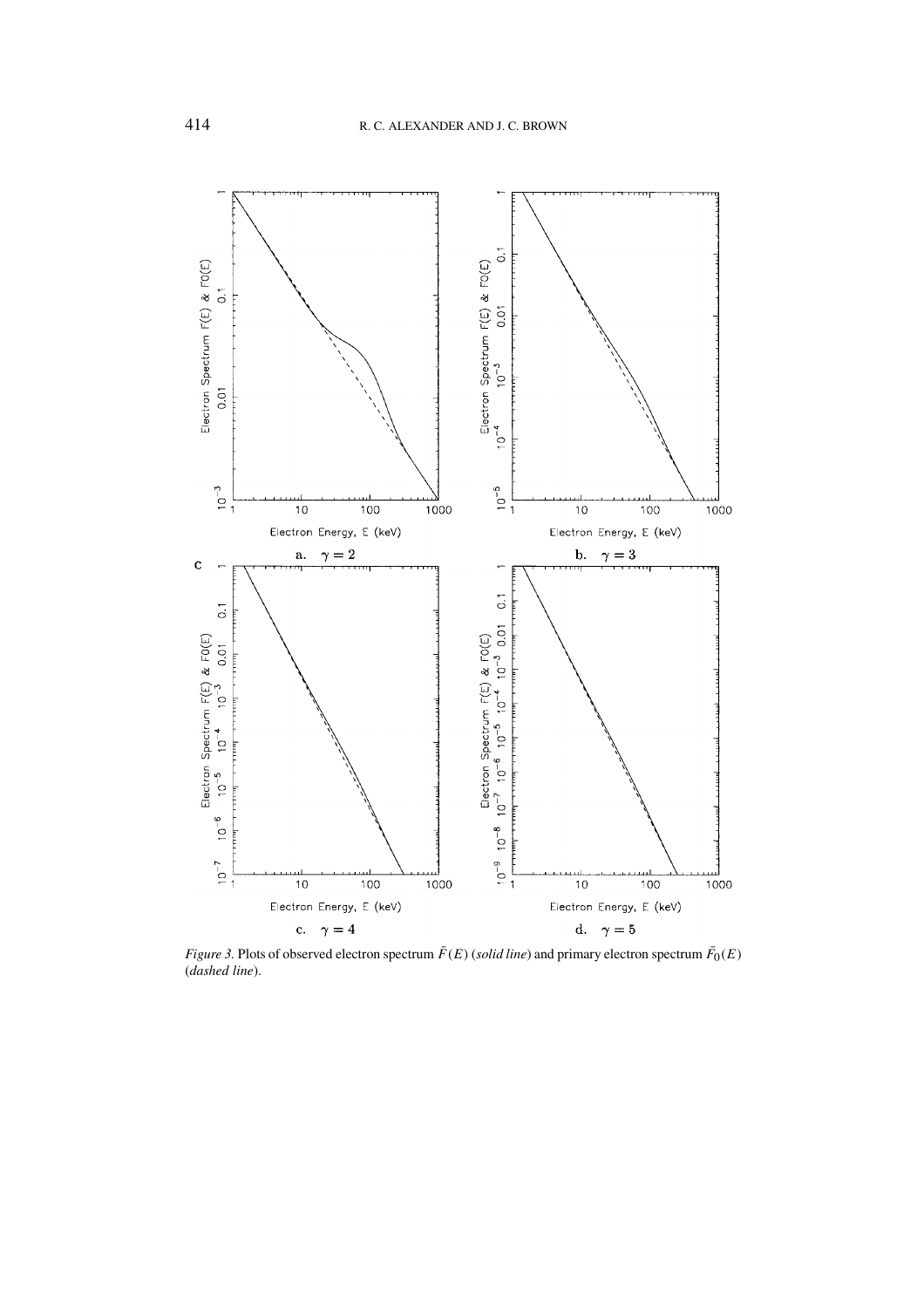*Figure 3.* Plots of observed electron spectrum $\bar{F}(E)$ (*solid line*) and primary electron spectrum $\bar{F}_0(E)$ (*dashed line*).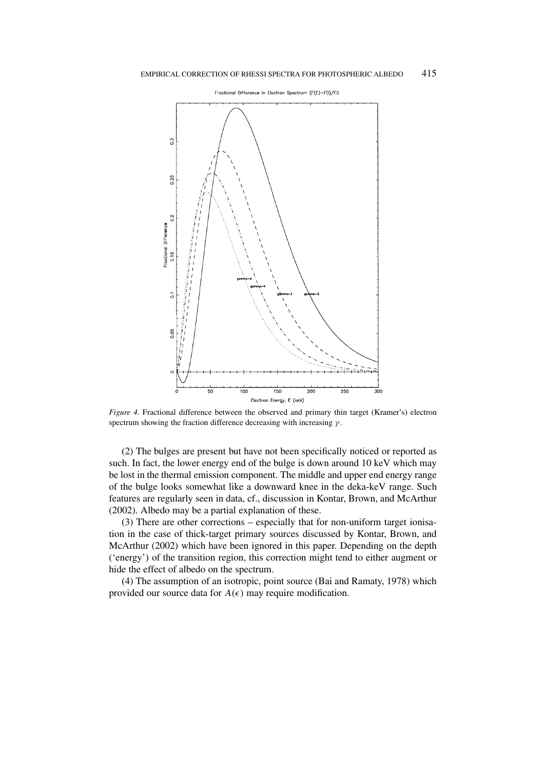*Figure 4.* Fractional difference between the observed and primary thin target (Kramer's) electron spectrum showing the fraction difference decreasing with increasing $\gamma$.

(2) The bulges are present but have not been specifically noticed or reported as such. In fact, the lower energy end of the bulge is down around 10 keV which may be lost in the thermal emission component. The middle and upper end energy range of the bulge looks somewhat like a downward knee in the deka-keV range. Such features are regularly seen in data, cf., discussion in Kontar, Brown, and McArthur (2002). Albedo may be a partial explanation of these.

(3) There are other corrections – especially that for non-uniform target ionisation in the case of thick-target primary sources discussed by Kontar, Brown, and McArthur (2002) which have been ignored in this paper. Depending on the depth ('energy') of the transition region, this correction might tend to either augment or hide the effect of albedo on the spectrum.

(4) The assumption of an isotropic, point source (Bai and Ramaty, 1978) which provided our source data for $A(\epsilon)$ may require modification.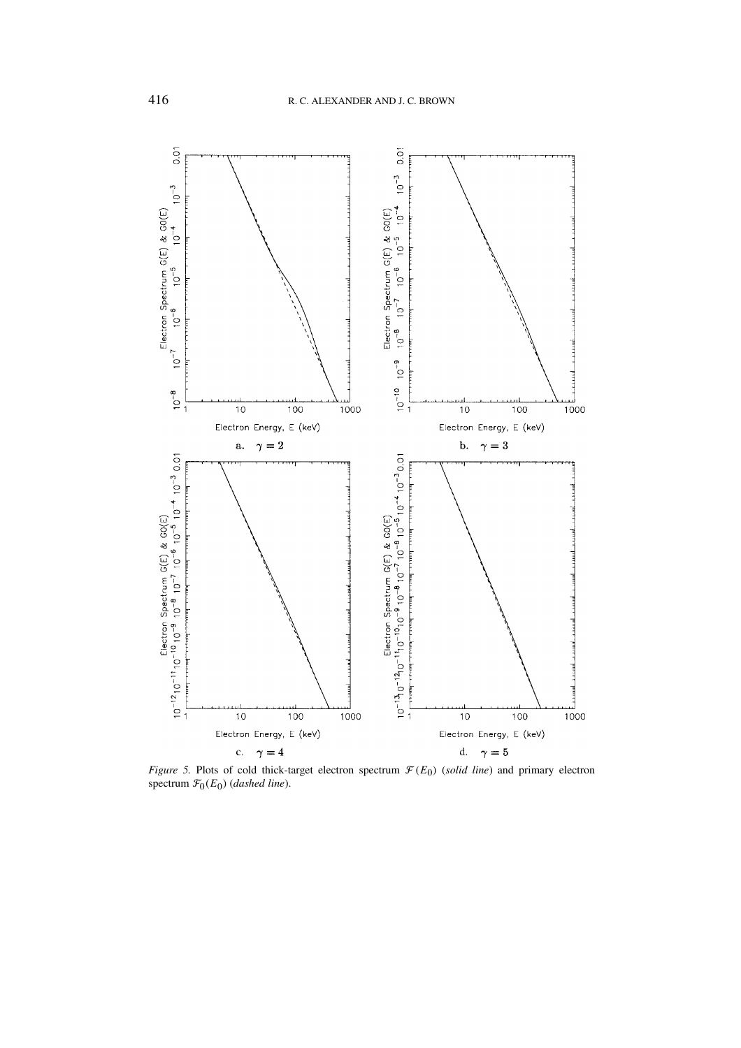a. $\gamma = 2$

b. $\gamma = 3$

c. $\gamma = 4$

d. $\gamma = 5$

*Figure 5.* Plots of cold thick-target electron spectrum $\mathcal{F}(E_0)$ (*solid line*) and primary electron spectrum $\mathcal{F}_0(E_0)$ (*dashed line*).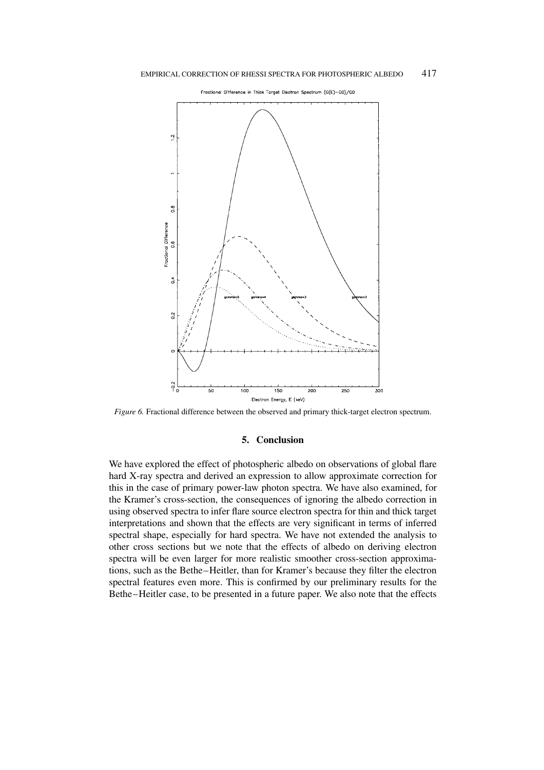*Figure 6.* Fractional difference between the observed and primary thick-target electron spectrum.

## 5. Conclusion

We have explored the effect of photospheric albedo on observations of global flare hard X-ray spectra and derived an expression to allow approximate correction for this in the case of primary power-law photon spectra. We have also examined, for the Kramer's cross-section, the consequences of ignoring the albedo correction in using observed spectra to infer flare source electron spectra for thin and thick target interpretations and shown that the effects are very significant in terms of inferred spectral shape, especially for hard spectra. We have not extended the analysis to other cross sections but we note that the effects of albedo on deriving electron spectra will be even larger for more realistic smoother cross-section approximations, such as the Bethe–Heitler, than for Kramer's because they filter the electron spectral features even more. This is confirmed by our preliminary results for the Bethe–Heitler case, to be presented in a future paper. We also note that the effects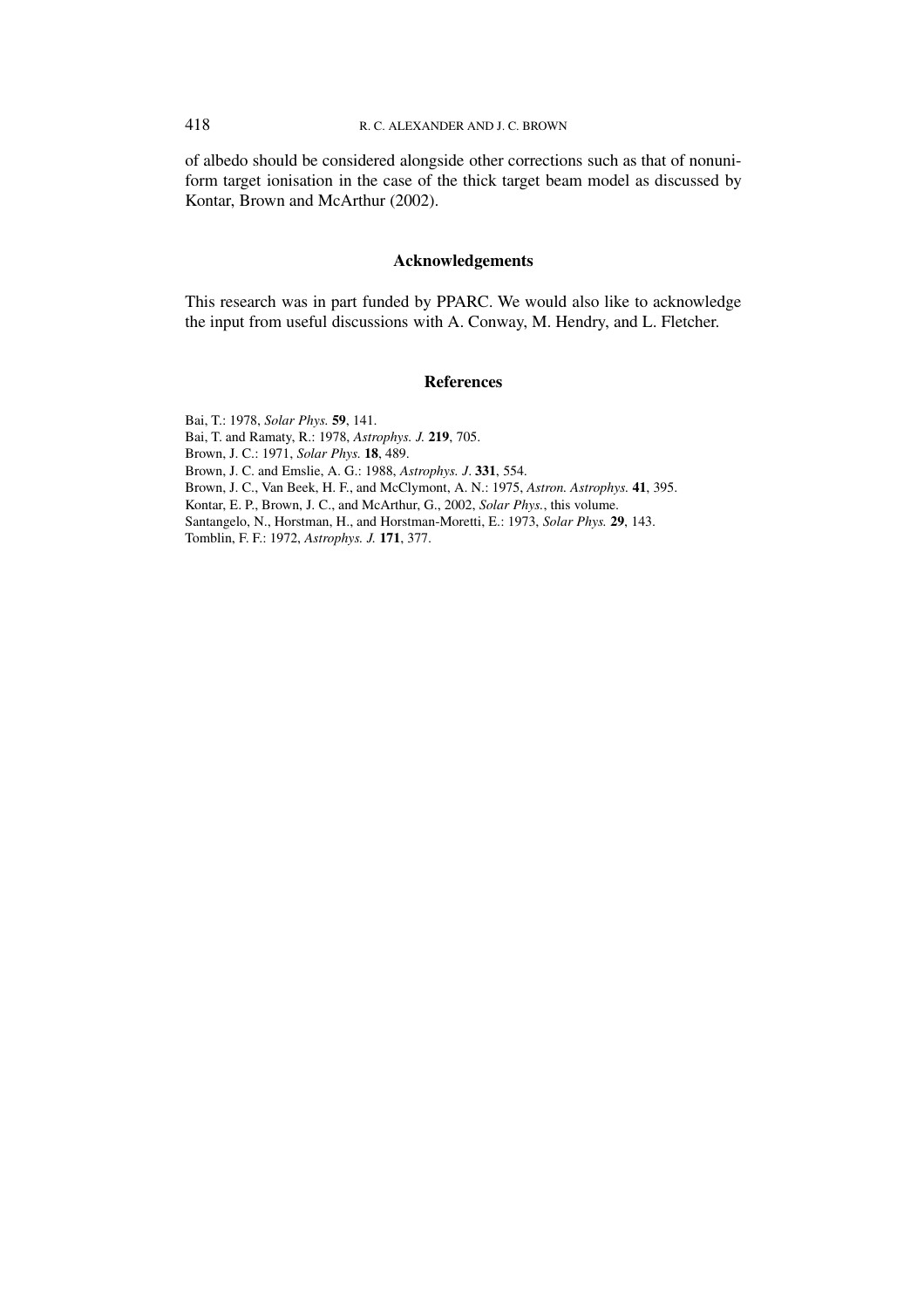of albedo should be considered alongside other corrections such as that of nonuniform target ionisation in the case of the thick target beam model as discussed by Kontar, Brown and McArthur (2002).

## Acknowledgements

This research was in part funded by PPARC. We would also like to acknowledge the input from useful discussions with A. Conway, M. Hendry, and L. Fletcher.

## References

Bai, T.: 1978, *Solar Phys.* **59**, 141.
Bai, T. and Ramaty, R.: 1978, *Astrophys. J.* **219**, 705.
Brown, J. C.: 1971, *Solar Phys.* **18**, 489.
Brown, J. C. and Emslie, A. G.: 1988, *Astrophys. J*. **331**, 554.
Brown, J. C., Van Beek, H. F., and McClymont, A. N.: 1975, *Astron. Astrophys.* **41**, 395.
Kontar, E. P., Brown, J. C., and McArthur, G., 2002, *Solar Phys.*, this volume.
Santangelo, N., Horstman, H., and Horstman-Moretti, E.: 1973, *Solar Phys.* **29**, 143.
Tomblin, F. F.: 1972, *Astrophys. J.* **171**, 377.